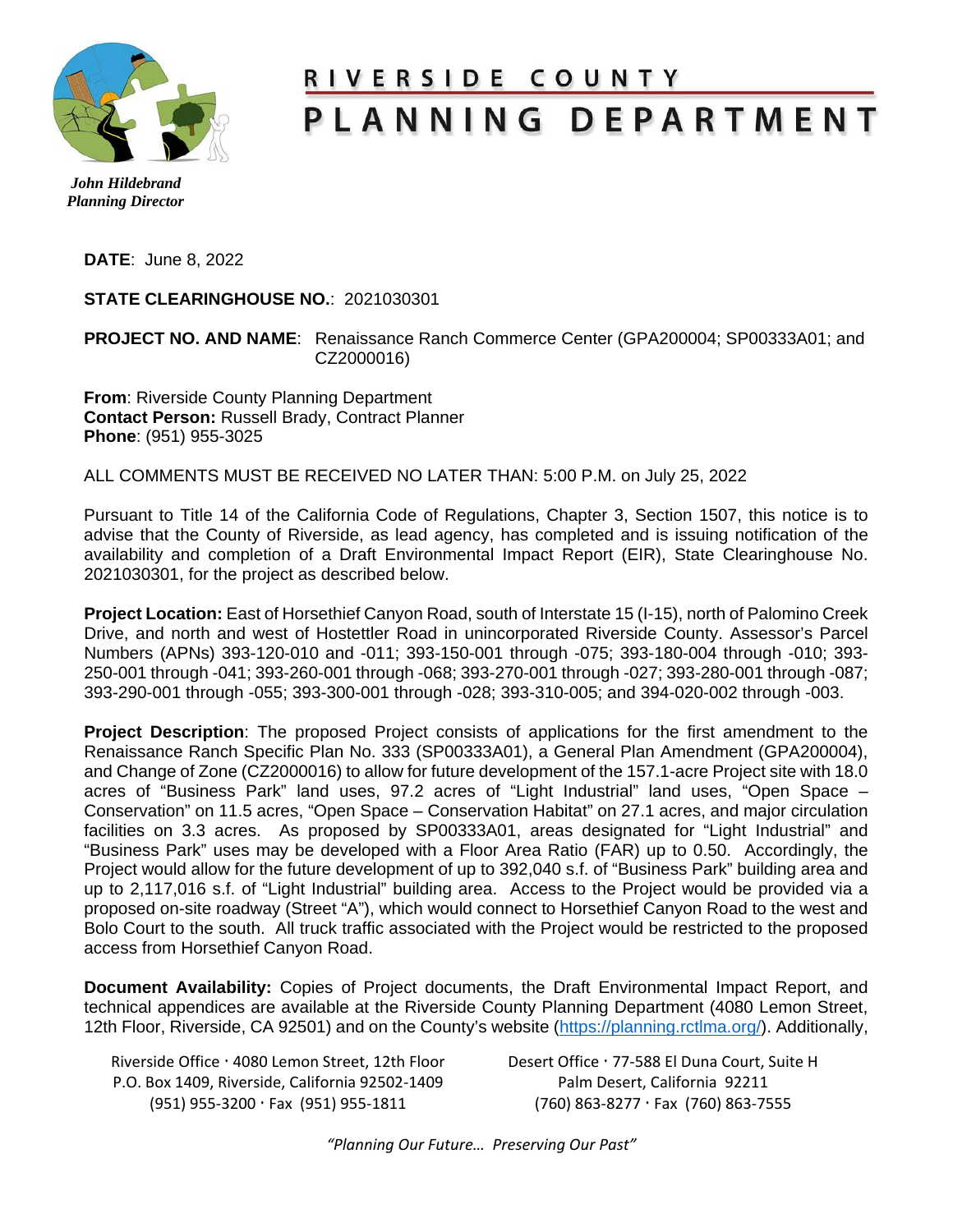# RIVERSIDE COUNTY
# PLANNING DEPARTMENT

*John Hildebrand*
*Planning Director*

**DATE**: June 8, 2022

**STATE CLEARINGHOUSE NO.**: 2021030301

**PROJECT NO. AND NAME**: Renaissance Ranch Commerce Center (GPA200004; SP00333A01; and CZ2000016)

**From**: Riverside County Planning Department
**Contact Person:** Russell Brady, Contract Planner
**Phone**: (951) 955-3025

ALL COMMENTS MUST BE RECEIVED NO LATER THAN: 5:00 P.M. on July 25, 2022

Pursuant to Title 14 of the California Code of Regulations, Chapter 3, Section 1507, this notice is to advise that the County of Riverside, as lead agency, has completed and is issuing notification of the availability and completion of a Draft Environmental Impact Report (EIR), State Clearinghouse No. 2021030301, for the project as described below.

**Project Location:** East of Horsethief Canyon Road, south of Interstate 15 (I-15), north of Palomino Creek Drive, and north and west of Hostettler Road in unincorporated Riverside County. Assessor's Parcel Numbers (APNs) 393-120-010 and -011; 393-150-001 through -075; 393-180-004 through -010; 393-250-001 through -041; 393-260-001 through -068; 393-270-001 through -027; 393-280-001 through -087; 393-290-001 through -055; 393-300-001 through -028; 393-310-005; and 394-020-002 through -003.

**Project Description**: The proposed Project consists of applications for the first amendment to the Renaissance Ranch Specific Plan No. 333 (SP00333A01), a General Plan Amendment (GPA200004), and Change of Zone (CZ2000016) to allow for future development of the 157.1-acre Project site with 18.0 acres of "Business Park" land uses, 97.2 acres of "Light Industrial" land uses, "Open Space – Conservation" on 11.5 acres, "Open Space – Conservation Habitat" on 27.1 acres, and major circulation facilities on 3.3 acres. As proposed by SP00333A01, areas designated for "Light Industrial" and "Business Park" uses may be developed with a Floor Area Ratio (FAR) up to 0.50. Accordingly, the Project would allow for the future development of up to 392,040 s.f. of "Business Park" building area and up to 2,117,016 s.f. of "Light Industrial" building area. Access to the Project would be provided via a proposed on-site roadway (Street "A"), which would connect to Horsethief Canyon Road to the west and Bolo Court to the south. All truck traffic associated with the Project would be restricted to the proposed access from Horsethief Canyon Road.

**Document Availability:** Copies of Project documents, the Draft Environmental Impact Report, and technical appendices are available at the Riverside County Planning Department (4080 Lemon Street, 12th Floor, Riverside, CA 92501) and on the County's website (https://planning.rctlma.org/). Additionally,

Riverside Office · 4080 Lemon Street, 12th Floor
P.O. Box 1409, Riverside, California 92502-1409
(951) 955-3200 · Fax (951) 955-1811

Desert Office · 77-588 El Duna Court, Suite H
Palm Desert, California 92211
(760) 863-8277 · Fax (760) 863-7555

*"Planning Our Future… Preserving Our Past"*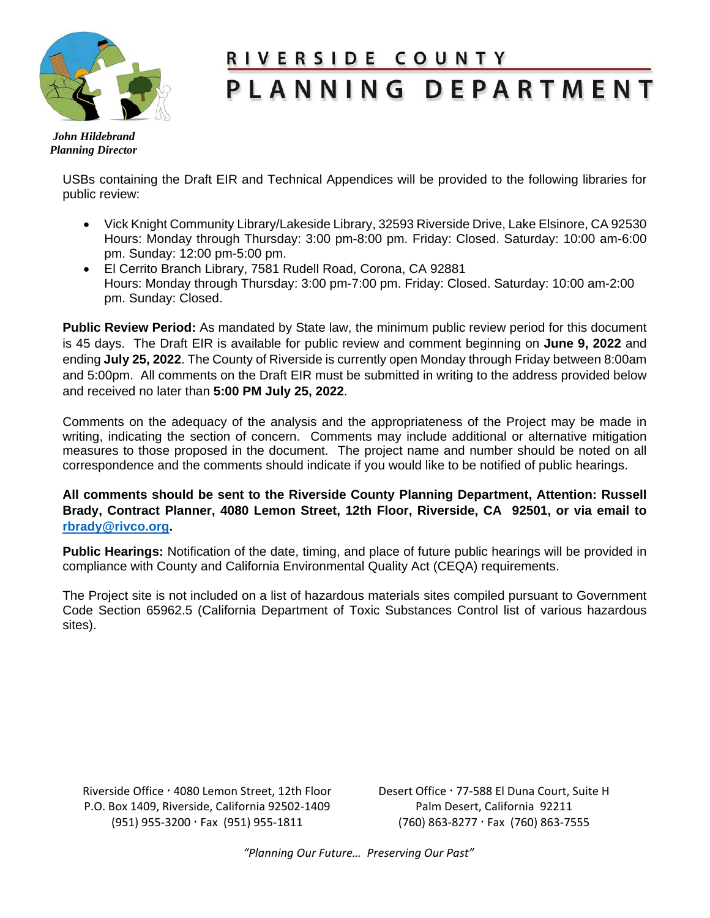# RIVERSIDE COUNTY
# PLANNING DEPARTMENT

*John Hildebrand*
*Planning Director*

USBs containing the Draft EIR and Technical Appendices will be provided to the following libraries for public review:

- Vick Knight Community Library/Lakeside Library, 32593 Riverside Drive, Lake Elsinore, CA 92530
  Hours: Monday through Thursday: 3:00 pm-8:00 pm. Friday: Closed. Saturday: 10:00 am-6:00 pm. Sunday: 12:00 pm-5:00 pm.
- El Cerrito Branch Library, 7581 Rudell Road, Corona, CA 92881
  Hours: Monday through Thursday: 3:00 pm-7:00 pm. Friday: Closed. Saturday: 10:00 am-2:00 pm. Sunday: Closed.

**Public Review Period:** As mandated by State law, the minimum public review period for this document is 45 days. The Draft EIR is available for public review and comment beginning on **June 9, 2022** and ending **July 25, 2022**. The County of Riverside is currently open Monday through Friday between 8:00am and 5:00pm. All comments on the Draft EIR must be submitted in writing to the address provided below and received no later than **5:00 PM July 25, 2022**.

Comments on the adequacy of the analysis and the appropriateness of the Project may be made in writing, indicating the section of concern. Comments may include additional or alternative mitigation measures to those proposed in the document. The project name and number should be noted on all correspondence and the comments should indicate if you would like to be notified of public hearings.

**All comments should be sent to the Riverside County Planning Department, Attention: Russell Brady, Contract Planner, 4080 Lemon Street, 12th Floor, Riverside, CA 92501, or via email to rbrady@rivco.org.**

**Public Hearings:** Notification of the date, timing, and place of future public hearings will be provided in compliance with County and California Environmental Quality Act (CEQA) requirements.

The Project site is not included on a list of hazardous materials sites compiled pursuant to Government Code Section 65962.5 (California Department of Toxic Substances Control list of various hazardous sites).

Riverside Office · 4080 Lemon Street, 12th Floor
P.O. Box 1409, Riverside, California 92502-1409
(951) 955-3200 · Fax (951) 955-1811

Desert Office · 77-588 El Duna Court, Suite H
Palm Desert, California 92211
(760) 863-8277 · Fax (760) 863-7555

*"Planning Our Future… Preserving Our Past"*